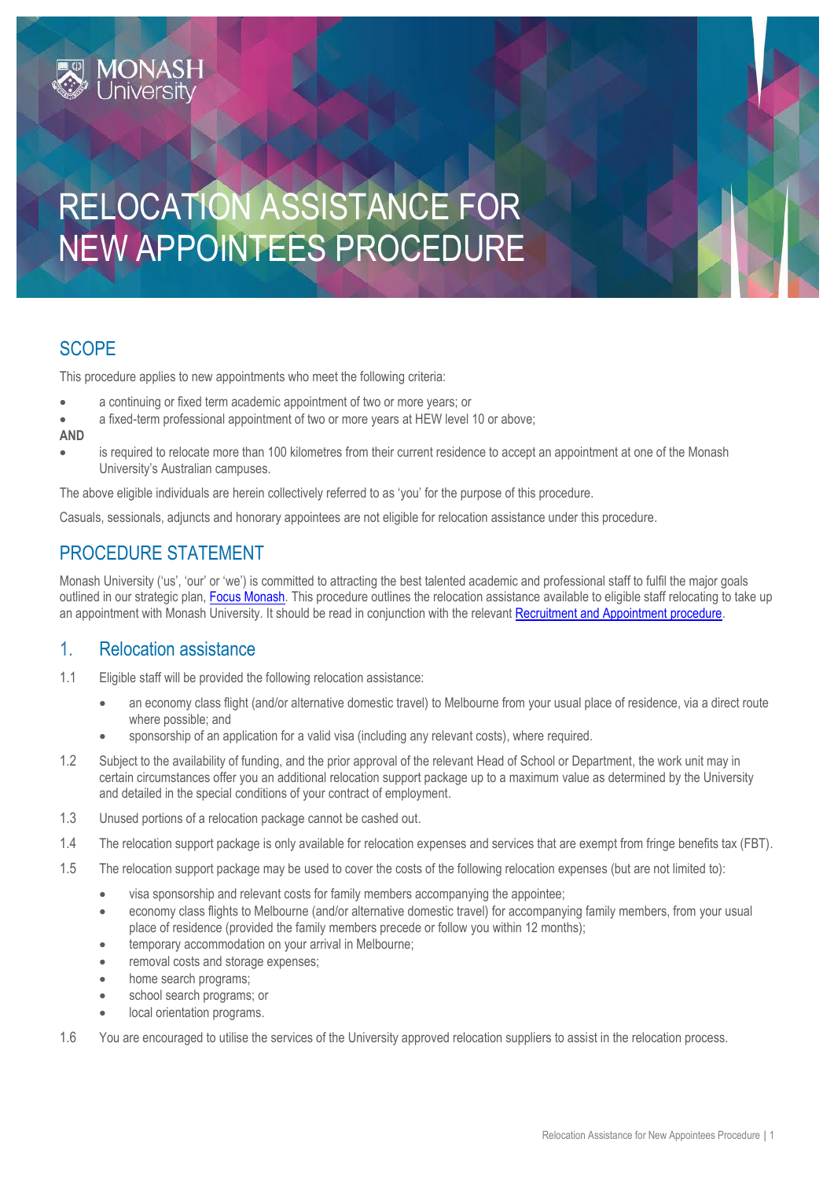# RELOCATION ASSISTANCE FOR NEW APPOINTEES PROCEDURE

## SCOPE

This procedure applies to new appointments who meet the following criteria:

- a continuing or fixed term academic appointment of two or more years; or
- a fixed-term professional appointment of two or more years at HEW level 10 or above;

**AND**

- is required to relocate more than 100 kilometres from their current residence to accept an appointment at one of the Monash University's Australian campuses.

The above eligible individuals are herein collectively referred to as 'you' for the purpose of this procedure.

Casuals, sessionals, adjuncts and honorary appointees are not eligible for relocation assistance under this procedure.

## PROCEDURE STATEMENT

Monash University ('us', 'our' or 'we') is committed to attracting the best talented academic and professional staff to fulfil the major goals outlined in our strategic plan, [Focus Monash](). This procedure outlines the relocation assistance available to eligible staff relocating to take up an appointment with Monash University. It should be read in conjunction with the relevant [Recruitment and Appointment procedure]().

### 1. Relocation assistance

1.1 Eligible staff will be provided the following relocation assistance:

- an economy class flight (and/or alternative domestic travel) to Melbourne from your usual place of residence, via a direct route where possible; and
- sponsorship of an application for a valid visa (including any relevant costs), where required.

1.2 Subject to the availability of funding, and the prior approval of the relevant Head of School or Department, the work unit may in certain circumstances offer you an additional relocation support package up to a maximum value as determined by the University and detailed in the special conditions of your contract of employment.

1.3 Unused portions of a relocation package cannot be cashed out.

1.4 The relocation support package is only available for relocation expenses and services that are exempt from fringe benefits tax (FBT).

1.5 The relocation support package may be used to cover the costs of the following relocation expenses (but are not limited to):

- visa sponsorship and relevant costs for family members accompanying the appointee;
- economy class flights to Melbourne (and/or alternative domestic travel) for accompanying family members, from your usual place of residence (provided the family members precede or follow you within 12 months);
- temporary accommodation on your arrival in Melbourne;
- removal costs and storage expenses;
- home search programs;
- school search programs; or
- local orientation programs.

1.6 You are encouraged to utilise the services of the University approved relocation suppliers to assist in the relocation process.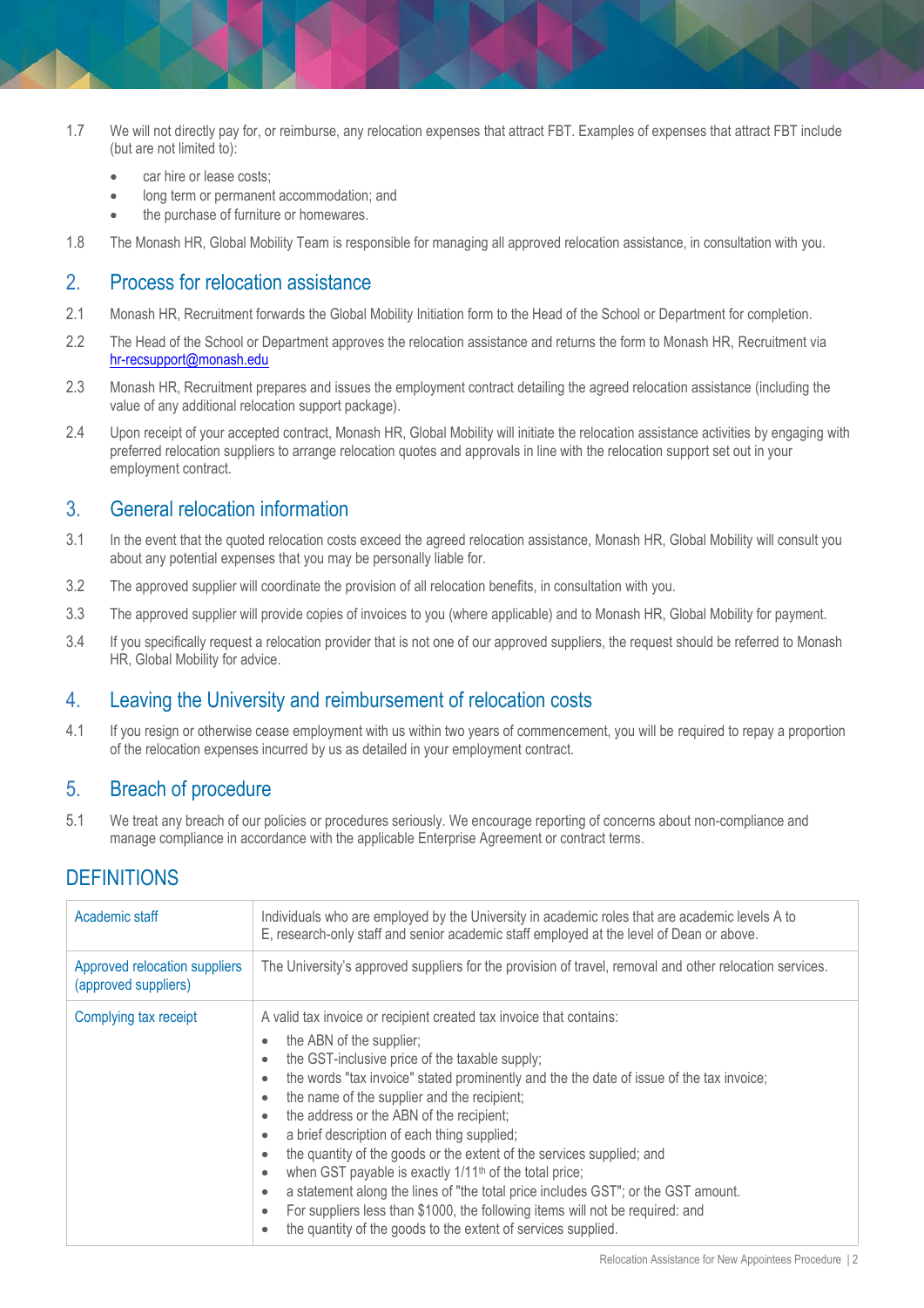1.7 We will not directly pay for, or reimburse, any relocation expenses that attract FBT. Examples of expenses that attract FBT include (but are not limited to):

- car hire or lease costs;
- long term or permanent accommodation; and
- the purchase of furniture or homewares.

1.8 The Monash HR, Global Mobility Team is responsible for managing all approved relocation assistance, in consultation with you.

## 2. Process for relocation assistance

2.1 Monash HR, Recruitment forwards the Global Mobility Initiation form to the Head of the School or Department for completion.

2.2 The Head of the School or Department approves the relocation assistance and returns the form to Monash HR, Recruitment via hr-recsupport@monash.edu

2.3 Monash HR, Recruitment prepares and issues the employment contract detailing the agreed relocation assistance (including the value of any additional relocation support package).

2.4 Upon receipt of your accepted contract, Monash HR, Global Mobility will initiate the relocation assistance activities by engaging with preferred relocation suppliers to arrange relocation quotes and approvals in line with the relocation support set out in your employment contract.

## 3. General relocation information

3.1 In the event that the quoted relocation costs exceed the agreed relocation assistance, Monash HR, Global Mobility will consult you about any potential expenses that you may be personally liable for.

3.2 The approved supplier will coordinate the provision of all relocation benefits, in consultation with you.

3.3 The approved supplier will provide copies of invoices to you (where applicable) and to Monash HR, Global Mobility for payment.

3.4 If you specifically request a relocation provider that is not one of our approved suppliers, the request should be referred to Monash HR, Global Mobility for advice.

## 4. Leaving the University and reimbursement of relocation costs

4.1 If you resign or otherwise cease employment with us within two years of commencement, you will be required to repay a proportion of the relocation expenses incurred by us as detailed in your employment contract.

## 5. Breach of procedure

5.1 We treat any breach of our policies or procedures seriously. We encourage reporting of concerns about non-compliance and manage compliance in accordance with the applicable Enterprise Agreement or contract terms.

# DEFINITIONS

| | |
|---|---|
| Academic staff | Individuals who are employed by the University in academic roles that are academic levels A to E, research-only staff and senior academic staff employed at the level of Dean or above. |
| Approved relocation suppliers (approved suppliers) | The University's approved suppliers for the provision of travel, removal and other relocation services. |
| Complying tax receipt | A valid tax invoice or recipient created tax invoice that contains:<br>• the ABN of the supplier;<br>• the GST-inclusive price of the taxable supply;<br>• the words "tax invoice" stated prominently and the the date of issue of the tax invoice;<br>• the name of the supplier and the recipient;<br>• the address or the ABN of the recipient;<br>• a brief description of each thing supplied;<br>• the quantity of the goods or the extent of the services supplied; and<br>• when GST payable is exactly 1/11th of the total price;<br>• a statement along the lines of "the total price includes GST"; or the GST amount.<br>• For suppliers less than $1000, the following items will not be required: and<br>• the quantity of the goods to the extent of services supplied. |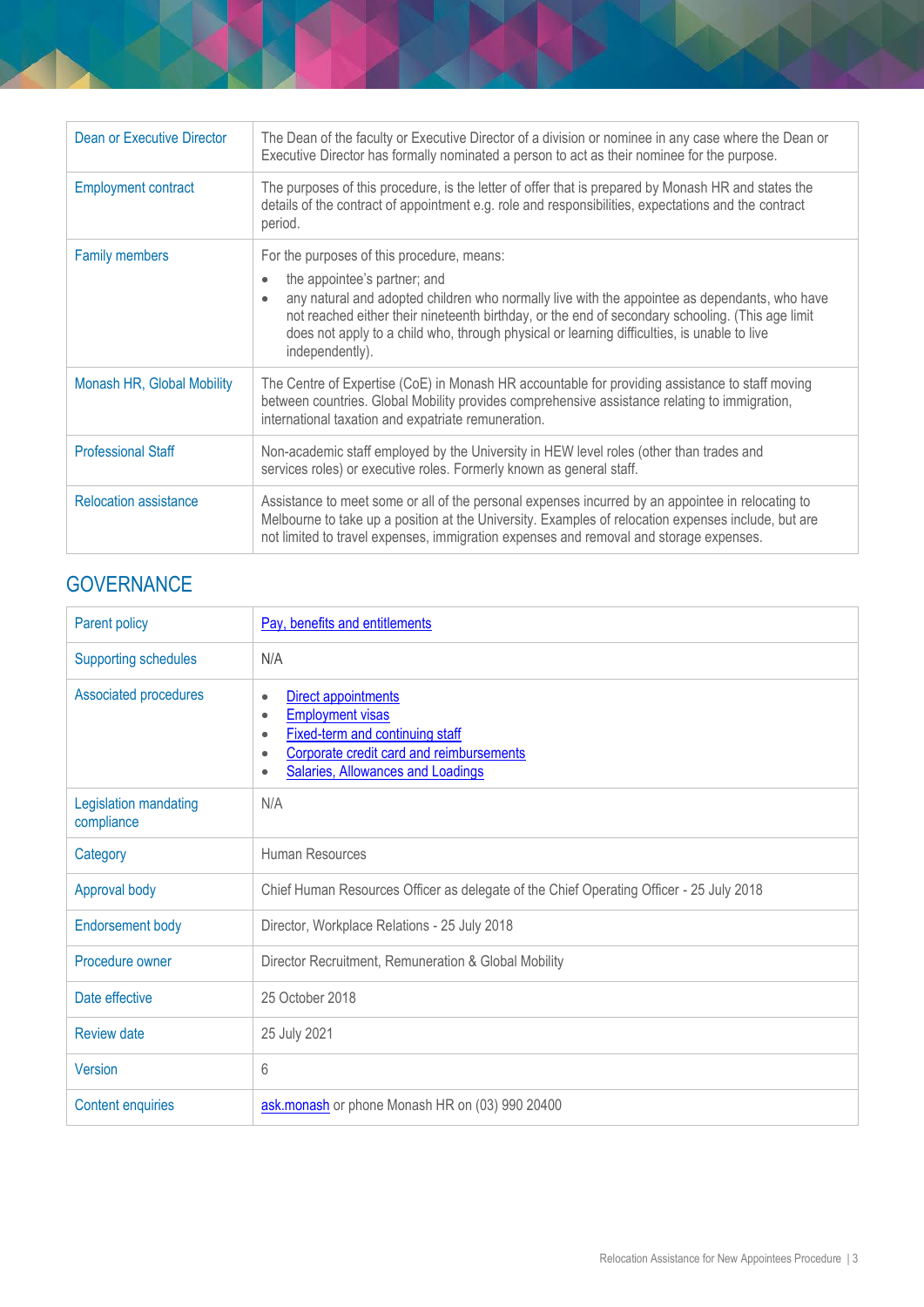| | |
|---|---|
| Dean or Executive Director | The Dean of the faculty or Executive Director of a division or nominee in any case where the Dean or Executive Director has formally nominated a person to act as their nominee for the purpose. |
| Employment contract | The purposes of this procedure, is the letter of offer that is prepared by Monash HR and states the details of the contract of appointment e.g. role and responsibilities, expectations and the contract period. |
| Family members | For the purposes of this procedure, means:<br>• the appointee's partner; and<br>• any natural and adopted children who normally live with the appointee as dependants, who have not reached either their nineteenth birthday, or the end of secondary schooling. (This age limit does not apply to a child who, through physical or learning difficulties, is unable to live independently). |
| Monash HR, Global Mobility | The Centre of Expertise (CoE) in Monash HR accountable for providing assistance to staff moving between countries. Global Mobility provides comprehensive assistance relating to immigration, international taxation and expatriate remuneration. |
| Professional Staff | Non-academic staff employed by the University in HEW level roles (other than trades and services roles) or executive roles. Formerly known as general staff. |
| Relocation assistance | Assistance to meet some or all of the personal expenses incurred by an appointee in relocating to Melbourne to take up a position at the University. Examples of relocation expenses include, but are not limited to travel expenses, immigration expenses and removal and storage expenses. |

## GOVERNANCE

| | |
|---|---|
| Parent policy | Pay, benefits and entitlements |
| Supporting schedules | N/A |
| Associated procedures | • Direct appointments<br>• Employment visas<br>• Fixed-term and continuing staff<br>• Corporate credit card and reimbursements<br>• Salaries, Allowances and Loadings |
| Legislation mandating compliance | N/A |
| Category | Human Resources |
| Approval body | Chief Human Resources Officer as delegate of the Chief Operating Officer - 25 July 2018 |
| Endorsement body | Director, Workplace Relations - 25 July 2018 |
| Procedure owner | Director Recruitment, Remuneration & Global Mobility |
| Date effective | 25 October 2018 |
| Review date | 25 July 2021 |
| Version | 6 |
| Content enquiries | ask.monash or phone Monash HR on (03) 990 20400 |